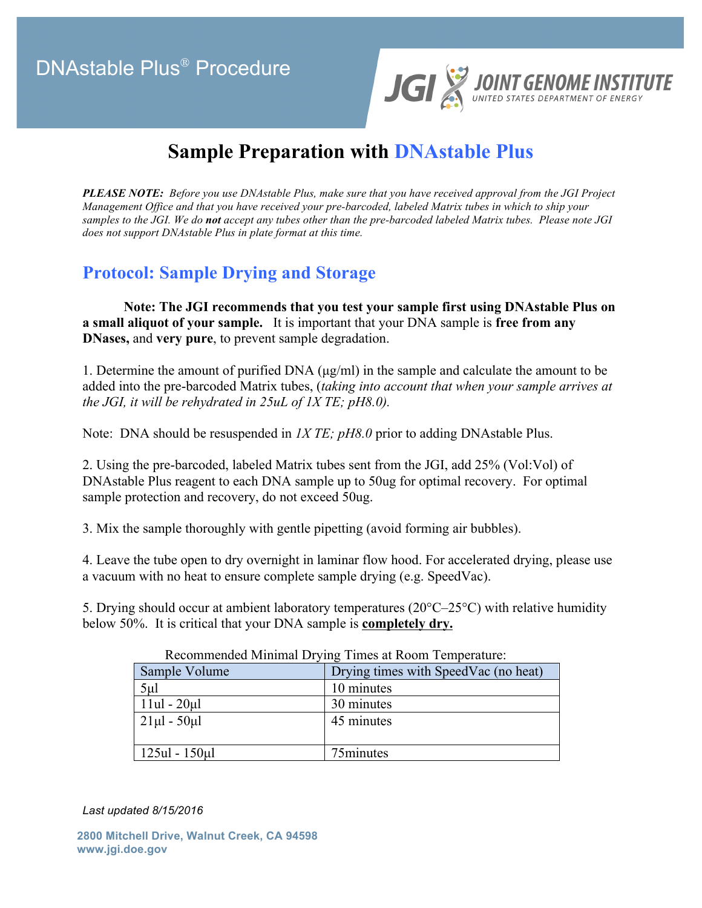# DNAstable Plus® Procedure

JGI JOINT GENOME INSTITUTE
UNITED STATES DEPARTMENT OF ENERGY

## Sample Preparation with DNAstable Plus

***PLEASE NOTE:** Before you use DNAstable Plus, make sure that you have received approval from the JGI Project Management Office and that you have received your pre-barcoded, labeled Matrix tubes in which to ship your samples to the JGI. We do **not** accept any tubes other than the pre-barcoded labeled Matrix tubes. Please note JGI does not support DNAstable Plus in plate format at this time.*

## Protocol: Sample Drying and Storage

**Note: The JGI recommends that you test your sample first using DNAstable Plus on a small aliquot of your sample.** It is important that your DNA sample is **free from any DNases,** and **very pure**, to prevent sample degradation.

1. Determine the amount of purified DNA (µg/ml) in the sample and calculate the amount to be added into the pre-barcoded Matrix tubes, (*taking into account that when your sample arrives at the JGI, it will be rehydrated in 25uL of 1X TE; pH8.0).*

Note: DNA should be resuspended in *1X TE; pH8.0* prior to adding DNAstable Plus.

2. Using the pre-barcoded, labeled Matrix tubes sent from the JGI, add 25% (Vol:Vol) of DNAstable Plus reagent to each DNA sample up to 50ug for optimal recovery. For optimal sample protection and recovery, do not exceed 50ug.

3. Mix the sample thoroughly with gentle pipetting (avoid forming air bubbles).

4. Leave the tube open to dry overnight in laminar flow hood. For accelerated drying, please use a vacuum with no heat to ensure complete sample drying (e.g. SpeedVac).

5. Drying should occur at ambient laboratory temperatures (20°C–25°C) with relative humidity below 50%. It is critical that your DNA sample is **completely dry.**

Recommended Minimal Drying Times at Room Temperature:

| Sample Volume | Drying times with SpeedVac (no heat) |
|---|---|
| 5µl | 10 minutes |
| 11ul - 20µl | 30 minutes |
| 21µl - 50µl | 45 minutes |
| 125ul - 150µl | 75minutes |

*Last updated 8/15/2016*

**2800 Mitchell Drive, Walnut Creek, CA 94598**
**www.jgi.doe.gov**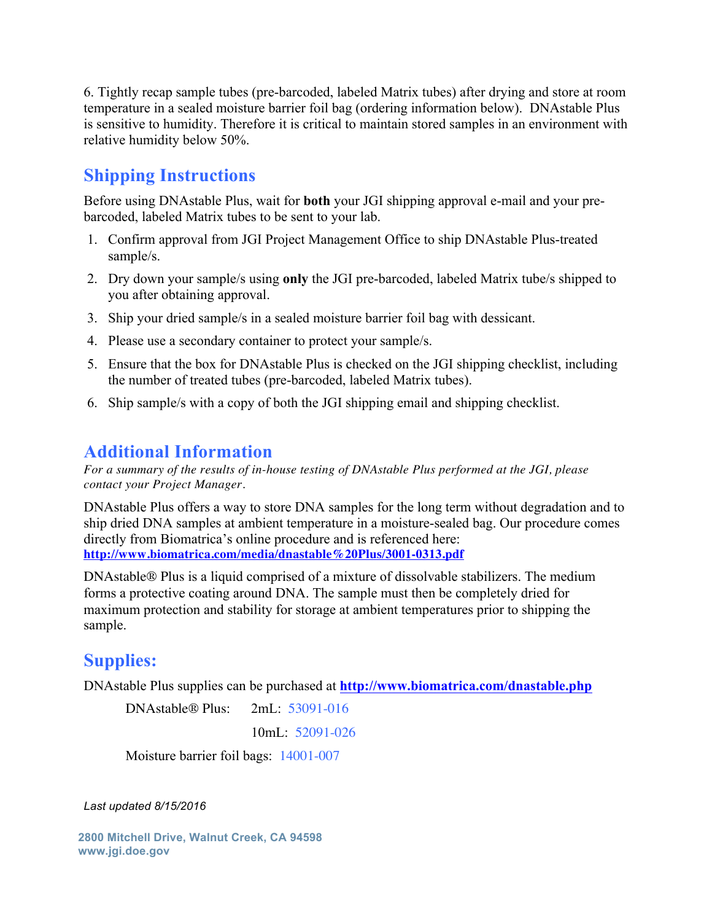6. Tightly recap sample tubes (pre-barcoded, labeled Matrix tubes) after drying and store at room temperature in a sealed moisture barrier foil bag (ordering information below). DNAstable Plus is sensitive to humidity. Therefore it is critical to maintain stored samples in an environment with relative humidity below 50%.

## Shipping Instructions

Before using DNAstable Plus, wait for **both** your JGI shipping approval e-mail and your pre-barcoded, labeled Matrix tubes to be sent to your lab.

1. Confirm approval from JGI Project Management Office to ship DNAstable Plus-treated sample/s.
2. Dry down your sample/s using **only** the JGI pre-barcoded, labeled Matrix tube/s shipped to you after obtaining approval.
3. Ship your dried sample/s in a sealed moisture barrier foil bag with dessicant.
4. Please use a secondary container to protect your sample/s.
5. Ensure that the box for DNAstable Plus is checked on the JGI shipping checklist, including the number of treated tubes (pre-barcoded, labeled Matrix tubes).
6. Ship sample/s with a copy of both the JGI shipping email and shipping checklist.

## Additional Information

*For a summary of the results of in-house testing of DNAstable Plus performed at the JGI, please contact your Project Manager.*

DNAstable Plus offers a way to store DNA samples for the long term without degradation and to ship dried DNA samples at ambient temperature in a moisture-sealed bag. Our procedure comes directly from Biomatrica's online procedure and is referenced here: **http://www.biomatrica.com/media/dnastable%20Plus/3001-0313.pdf**

DNAstable® Plus is a liquid comprised of a mixture of dissolvable stabilizers. The medium forms a protective coating around DNA. The sample must then be completely dried for maximum protection and stability for storage at ambient temperatures prior to shipping the sample.

## Supplies:

DNAstable Plus supplies can be purchased at **http://www.biomatrica.com/dnastable.php**

DNAstable® Plus: 2mL: 53091-016

10mL: 52091-026

Moisture barrier foil bags: 14001-007

*Last updated 8/15/2016*

**2800 Mitchell Drive, Walnut Creek, CA 94598**
**www.jgi.doe.gov**